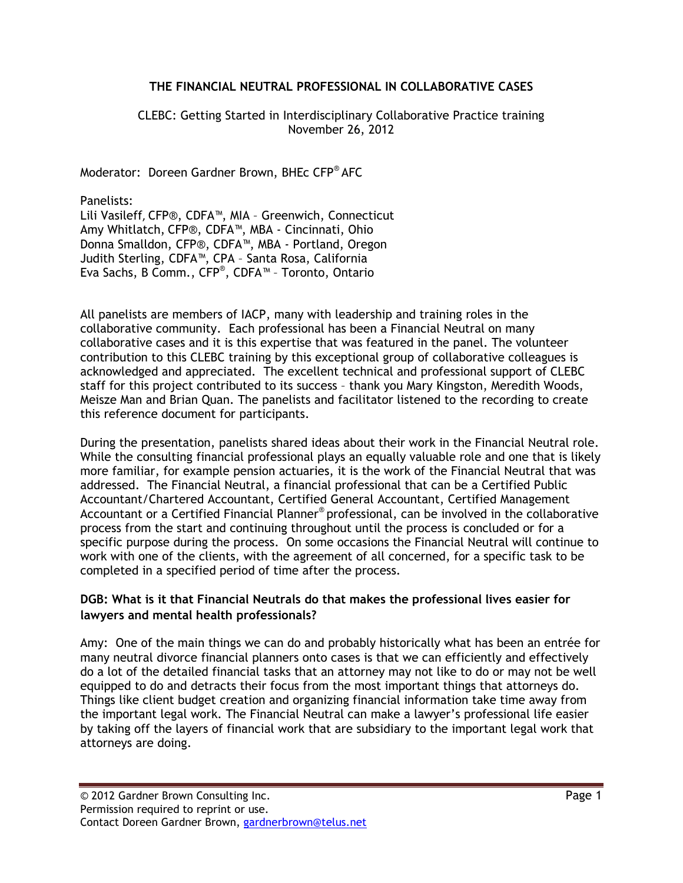# THE FINANCIAL NEUTRAL PROFESSIONAL IN COLLABORATIVE CASES

CLEBC: Getting Started in Interdisciplinary Collaborative Practice training
November 26, 2012

Moderator: Doreen Gardner Brown, BHEc CFP® AFC

Panelists:
Lili Vasileff, CFP®, CDFA™, MIA – Greenwich, Connecticut
Amy Whitlatch, CFP®, CDFA™, MBA - Cincinnati, Ohio
Donna Smalldon, CFP®, CDFA™, MBA - Portland, Oregon
Judith Sterling, CDFA™, CPA – Santa Rosa, California
Eva Sachs, B Comm., CFP®, CDFA™ – Toronto, Ontario

All panelists are members of IACP, many with leadership and training roles in the collaborative community. Each professional has been a Financial Neutral on many collaborative cases and it is this expertise that was featured in the panel. The volunteer contribution to this CLEBC training by this exceptional group of collaborative colleagues is acknowledged and appreciated. The excellent technical and professional support of CLEBC staff for this project contributed to its success – thank you Mary Kingston, Meredith Woods, Meisze Man and Brian Quan. The panelists and facilitator listened to the recording to create this reference document for participants.

During the presentation, panelists shared ideas about their work in the Financial Neutral role. While the consulting financial professional plays an equally valuable role and one that is likely more familiar, for example pension actuaries, it is the work of the Financial Neutral that was addressed. The Financial Neutral, a financial professional that can be a Certified Public Accountant/Chartered Accountant, Certified General Accountant, Certified Management Accountant or a Certified Financial Planner® professional, can be involved in the collaborative process from the start and continuing throughout until the process is concluded or for a specific purpose during the process. On some occasions the Financial Neutral will continue to work with one of the clients, with the agreement of all concerned, for a specific task to be completed in a specified period of time after the process.

**DGB: What is it that Financial Neutrals do that makes the professional lives easier for lawyers and mental health professionals?**

Amy: One of the main things we can do and probably historically what has been an entrée for many neutral divorce financial planners onto cases is that we can efficiently and effectively do a lot of the detailed financial tasks that an attorney may not like to do or may not be well equipped to do and detracts their focus from the most important things that attorneys do. Things like client budget creation and organizing financial information take time away from the important legal work. The Financial Neutral can make a lawyer's professional life easier by taking off the layers of financial work that are subsidiary to the important legal work that attorneys are doing.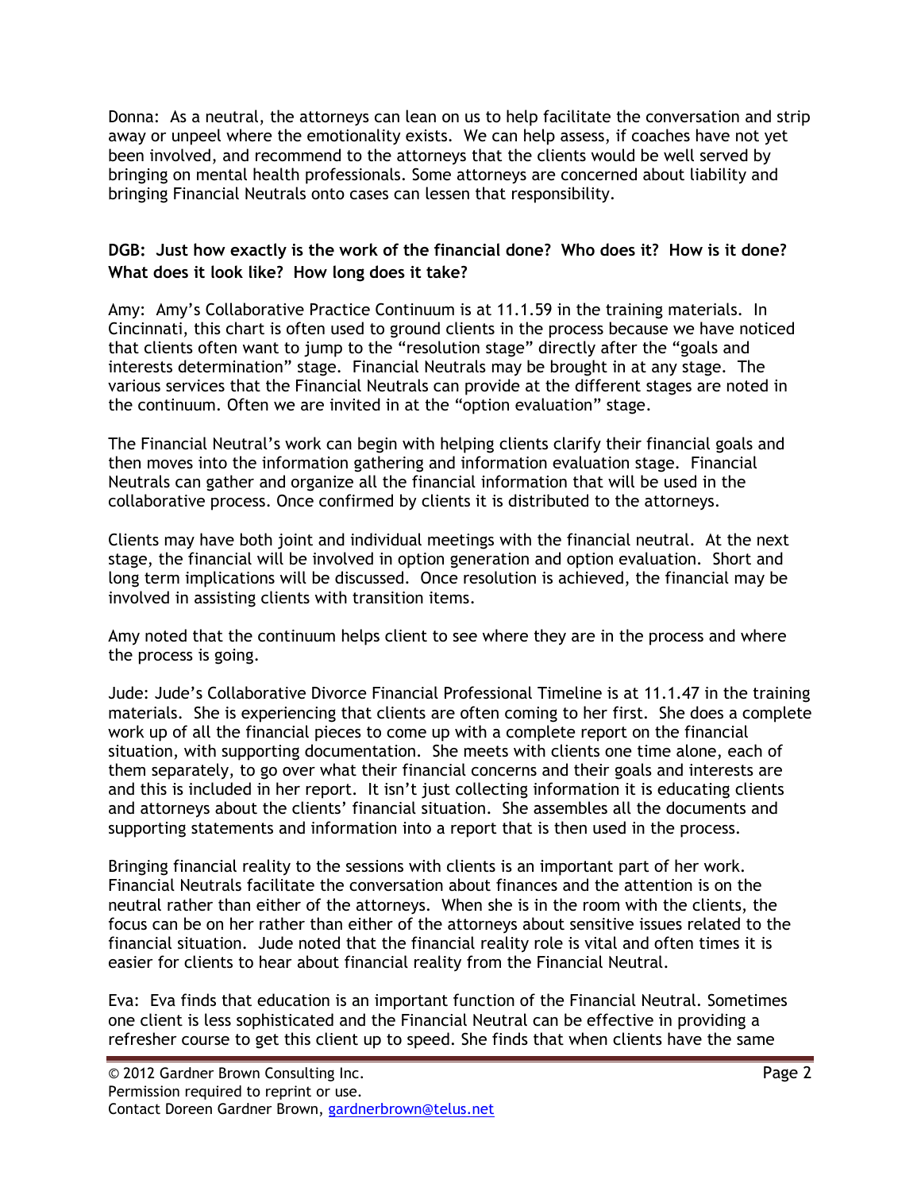Donna: As a neutral, the attorneys can lean on us to help facilitate the conversation and strip away or unpeel where the emotionality exists. We can help assess, if coaches have not yet been involved, and recommend to the attorneys that the clients would be well served by bringing on mental health professionals. Some attorneys are concerned about liability and bringing Financial Neutrals onto cases can lessen that responsibility.

**DGB: Just how exactly is the work of the financial done? Who does it? How is it done? What does it look like? How long does it take?**

Amy: Amy's Collaborative Practice Continuum is at 11.1.59 in the training materials. In Cincinnati, this chart is often used to ground clients in the process because we have noticed that clients often want to jump to the "resolution stage" directly after the "goals and interests determination" stage. Financial Neutrals may be brought in at any stage. The various services that the Financial Neutrals can provide at the different stages are noted in the continuum. Often we are invited in at the "option evaluation" stage.

The Financial Neutral's work can begin with helping clients clarify their financial goals and then moves into the information gathering and information evaluation stage. Financial Neutrals can gather and organize all the financial information that will be used in the collaborative process. Once confirmed by clients it is distributed to the attorneys.

Clients may have both joint and individual meetings with the financial neutral. At the next stage, the financial will be involved in option generation and option evaluation. Short and long term implications will be discussed. Once resolution is achieved, the financial may be involved in assisting clients with transition items.

Amy noted that the continuum helps client to see where they are in the process and where the process is going.

Jude: Jude's Collaborative Divorce Financial Professional Timeline is at 11.1.47 in the training materials. She is experiencing that clients are often coming to her first. She does a complete work up of all the financial pieces to come up with a complete report on the financial situation, with supporting documentation. She meets with clients one time alone, each of them separately, to go over what their financial concerns and their goals and interests are and this is included in her report. It isn't just collecting information it is educating clients and attorneys about the clients' financial situation. She assembles all the documents and supporting statements and information into a report that is then used in the process.

Bringing financial reality to the sessions with clients is an important part of her work. Financial Neutrals facilitate the conversation about finances and the attention is on the neutral rather than either of the attorneys. When she is in the room with the clients, the focus can be on her rather than either of the attorneys about sensitive issues related to the financial situation. Jude noted that the financial reality role is vital and often times it is easier for clients to hear about financial reality from the Financial Neutral.

Eva: Eva finds that education is an important function of the Financial Neutral. Sometimes one client is less sophisticated and the Financial Neutral can be effective in providing a refresher course to get this client up to speed. She finds that when clients have the same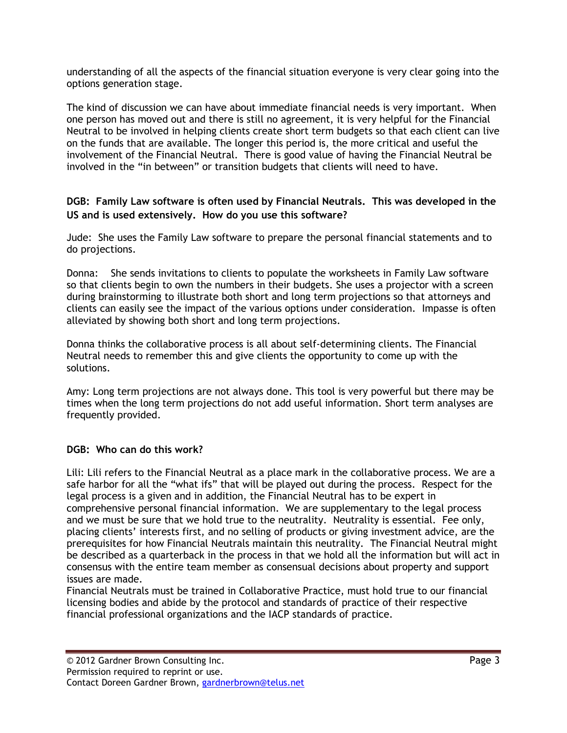understanding of all the aspects of the financial situation everyone is very clear going into the options generation stage.

The kind of discussion we can have about immediate financial needs is very important. When one person has moved out and there is still no agreement, it is very helpful for the Financial Neutral to be involved in helping clients create short term budgets so that each client can live on the funds that are available. The longer this period is, the more critical and useful the involvement of the Financial Neutral. There is good value of having the Financial Neutral be involved in the "in between" or transition budgets that clients will need to have.

**DGB: Family Law software is often used by Financial Neutrals. This was developed in the US and is used extensively. How do you use this software?**

Jude: She uses the Family Law software to prepare the personal financial statements and to do projections.

Donna: She sends invitations to clients to populate the worksheets in Family Law software so that clients begin to own the numbers in their budgets. She uses a projector with a screen during brainstorming to illustrate both short and long term projections so that attorneys and clients can easily see the impact of the various options under consideration. Impasse is often alleviated by showing both short and long term projections.

Donna thinks the collaborative process is all about self-determining clients. The Financial Neutral needs to remember this and give clients the opportunity to come up with the solutions.

Amy: Long term projections are not always done. This tool is very powerful but there may be times when the long term projections do not add useful information. Short term analyses are frequently provided.

**DGB: Who can do this work?**

Lili: Lili refers to the Financial Neutral as a place mark in the collaborative process. We are a safe harbor for all the "what ifs" that will be played out during the process. Respect for the legal process is a given and in addition, the Financial Neutral has to be expert in comprehensive personal financial information. We are supplementary to the legal process and we must be sure that we hold true to the neutrality. Neutrality is essential. Fee only, placing clients' interests first, and no selling of products or giving investment advice, are the prerequisites for how Financial Neutrals maintain this neutrality. The Financial Neutral might be described as a quarterback in the process in that we hold all the information but will act in consensus with the entire team member as consensual decisions about property and support issues are made.
Financial Neutrals must be trained in Collaborative Practice, must hold true to our financial licensing bodies and abide by the protocol and standards of practice of their respective financial professional organizations and the IACP standards of practice.

© 2012 Gardner Brown Consulting Inc.
Permission required to reprint or use.
Contact Doreen Gardner Brown, gardnerbrown@telus.net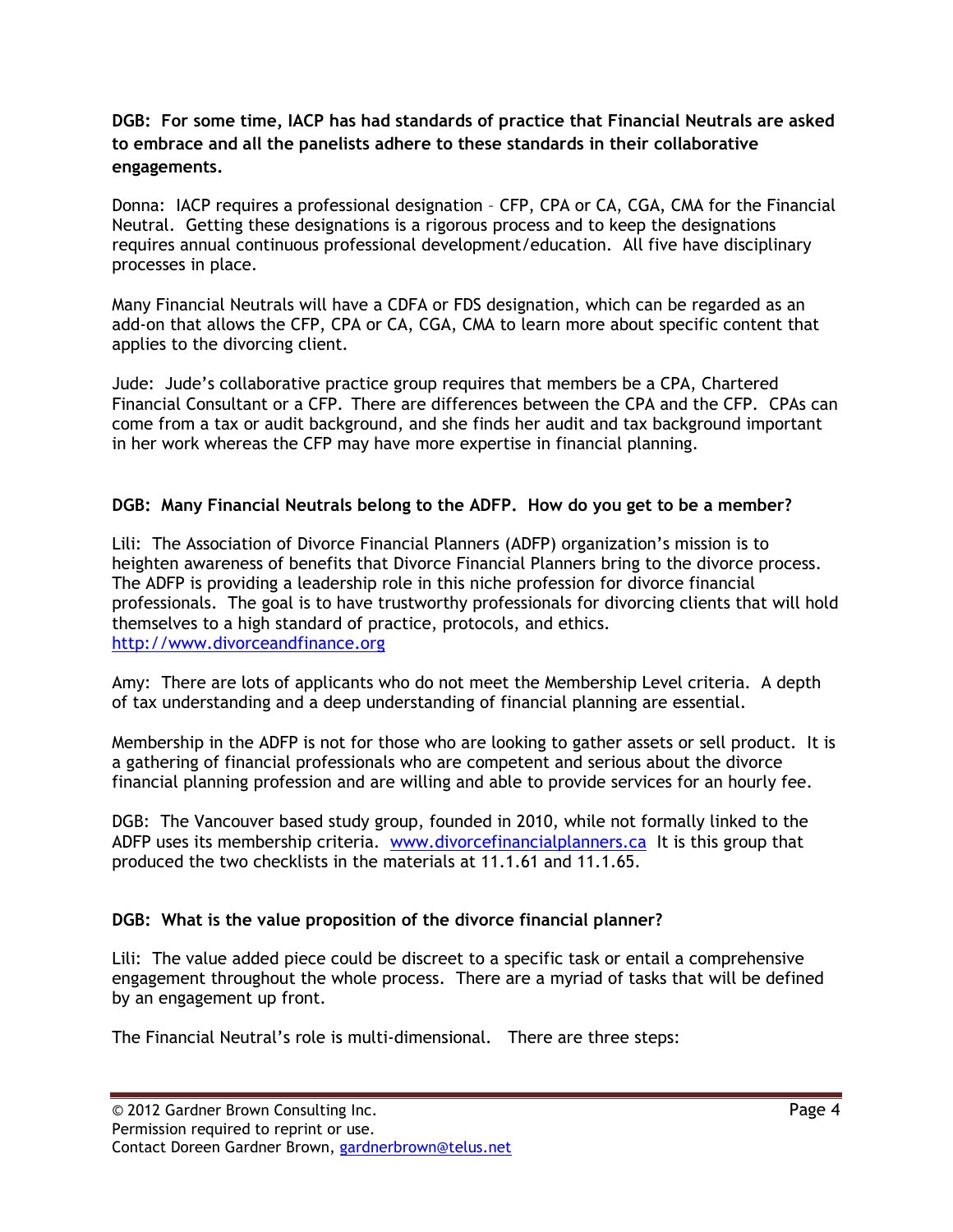**DGB: For some time, IACP has had standards of practice that Financial Neutrals are asked to embrace and all the panelists adhere to these standards in their collaborative engagements.**

Donna: IACP requires a professional designation – CFP, CPA or CA, CGA, CMA for the Financial Neutral. Getting these designations is a rigorous process and to keep the designations requires annual continuous professional development/education. All five have disciplinary processes in place.

Many Financial Neutrals will have a CDFA or FDS designation, which can be regarded as an add-on that allows the CFP, CPA or CA, CGA, CMA to learn more about specific content that applies to the divorcing client.

Jude: Jude's collaborative practice group requires that members be a CPA, Chartered Financial Consultant or a CFP. There are differences between the CPA and the CFP. CPAs can come from a tax or audit background, and she finds her audit and tax background important in her work whereas the CFP may have more expertise in financial planning.

**DGB: Many Financial Neutrals belong to the ADFP. How do you get to be a member?**

Lili: The Association of Divorce Financial Planners (ADFP) organization's mission is to heighten awareness of benefits that Divorce Financial Planners bring to the divorce process. The ADFP is providing a leadership role in this niche profession for divorce financial professionals. The goal is to have trustworthy professionals for divorcing clients that will hold themselves to a high standard of practice, protocols, and ethics. http://www.divorceandfinance.org

Amy: There are lots of applicants who do not meet the Membership Level criteria. A depth of tax understanding and a deep understanding of financial planning are essential.

Membership in the ADFP is not for those who are looking to gather assets or sell product. It is a gathering of financial professionals who are competent and serious about the divorce financial planning profession and are willing and able to provide services for an hourly fee.

DGB: The Vancouver based study group, founded in 2010, while not formally linked to the ADFP uses its membership criteria. www.divorcefinancialplanners.ca It is this group that produced the two checklists in the materials at 11.1.61 and 11.1.65.

**DGB: What is the value proposition of the divorce financial planner?**

Lili: The value added piece could be discreet to a specific task or entail a comprehensive engagement throughout the whole process. There are a myriad of tasks that will be defined by an engagement up front.

The Financial Neutral's role is multi-dimensional. There are three steps: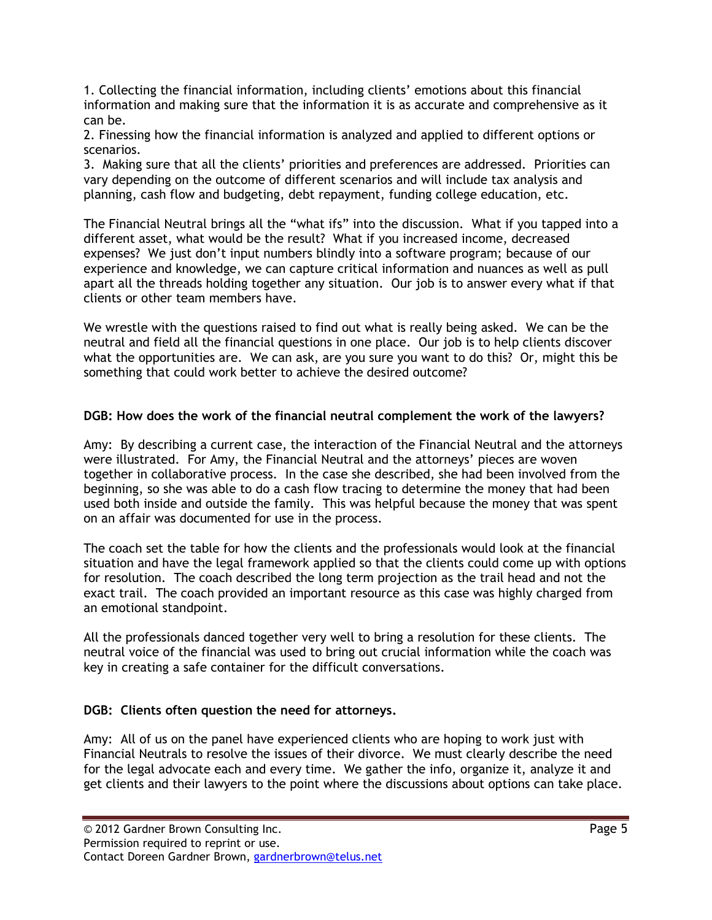1. Collecting the financial information, including clients' emotions about this financial information and making sure that the information it is as accurate and comprehensive as it can be.
2. Finessing how the financial information is analyzed and applied to different options or scenarios.
3. Making sure that all the clients' priorities and preferences are addressed. Priorities can vary depending on the outcome of different scenarios and will include tax analysis and planning, cash flow and budgeting, debt repayment, funding college education, etc.

The Financial Neutral brings all the "what ifs" into the discussion. What if you tapped into a different asset, what would be the result? What if you increased income, decreased expenses? We just don't input numbers blindly into a software program; because of our experience and knowledge, we can capture critical information and nuances as well as pull apart all the threads holding together any situation. Our job is to answer every what if that clients or other team members have.

We wrestle with the questions raised to find out what is really being asked. We can be the neutral and field all the financial questions in one place. Our job is to help clients discover what the opportunities are. We can ask, are you sure you want to do this? Or, might this be something that could work better to achieve the desired outcome?

**DGB: How does the work of the financial neutral complement the work of the lawyers?**

Amy: By describing a current case, the interaction of the Financial Neutral and the attorneys were illustrated. For Amy, the Financial Neutral and the attorneys' pieces are woven together in collaborative process. In the case she described, she had been involved from the beginning, so she was able to do a cash flow tracing to determine the money that had been used both inside and outside the family. This was helpful because the money that was spent on an affair was documented for use in the process.

The coach set the table for how the clients and the professionals would look at the financial situation and have the legal framework applied so that the clients could come up with options for resolution. The coach described the long term projection as the trail head and not the exact trail. The coach provided an important resource as this case was highly charged from an emotional standpoint.

All the professionals danced together very well to bring a resolution for these clients. The neutral voice of the financial was used to bring out crucial information while the coach was key in creating a safe container for the difficult conversations.

**DGB: Clients often question the need for attorneys.**

Amy: All of us on the panel have experienced clients who are hoping to work just with Financial Neutrals to resolve the issues of their divorce. We must clearly describe the need for the legal advocate each and every time. We gather the info, organize it, analyze it and get clients and their lawyers to the point where the discussions about options can take place.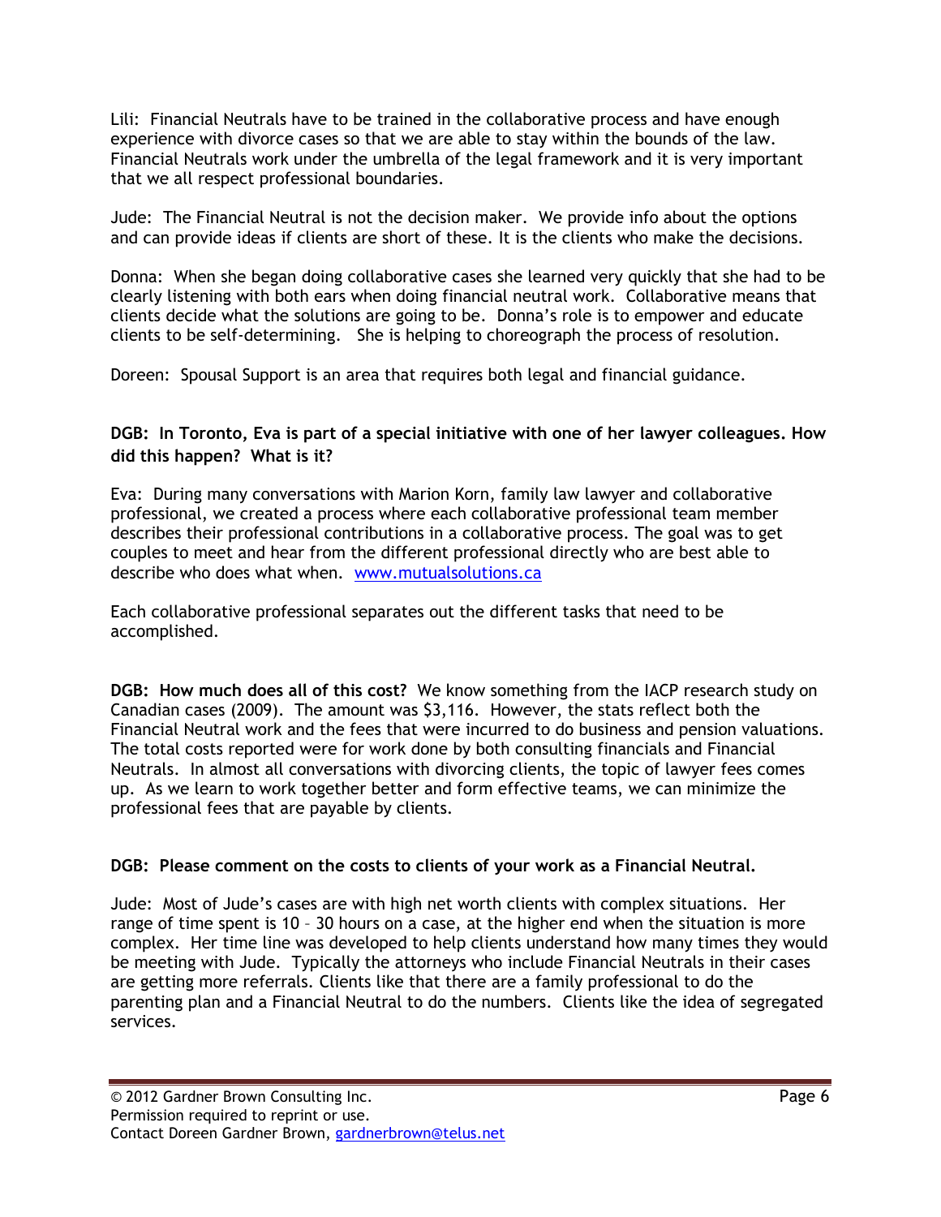Lili: Financial Neutrals have to be trained in the collaborative process and have enough experience with divorce cases so that we are able to stay within the bounds of the law. Financial Neutrals work under the umbrella of the legal framework and it is very important that we all respect professional boundaries.

Jude: The Financial Neutral is not the decision maker. We provide info about the options and can provide ideas if clients are short of these. It is the clients who make the decisions.

Donna: When she began doing collaborative cases she learned very quickly that she had to be clearly listening with both ears when doing financial neutral work. Collaborative means that clients decide what the solutions are going to be. Donna's role is to empower and educate clients to be self-determining. She is helping to choreograph the process of resolution.

Doreen: Spousal Support is an area that requires both legal and financial guidance.

**DGB: In Toronto, Eva is part of a special initiative with one of her lawyer colleagues. How did this happen? What is it?**

Eva: During many conversations with Marion Korn, family law lawyer and collaborative professional, we created a process where each collaborative professional team member describes their professional contributions in a collaborative process. The goal was to get couples to meet and hear from the different professional directly who are best able to describe who does what when. [www.mutualsolutions.ca](http://www.mutualsolutions.ca)

Each collaborative professional separates out the different tasks that need to be accomplished.

**DGB: How much does all of this cost?** We know something from the IACP research study on Canadian cases (2009). The amount was $3,116. However, the stats reflect both the Financial Neutral work and the fees that were incurred to do business and pension valuations. The total costs reported were for work done by both consulting financials and Financial Neutrals. In almost all conversations with divorcing clients, the topic of lawyer fees comes up. As we learn to work together better and form effective teams, we can minimize the professional fees that are payable by clients.

**DGB: Please comment on the costs to clients of your work as a Financial Neutral.**

Jude: Most of Jude's cases are with high net worth clients with complex situations. Her range of time spent is 10 – 30 hours on a case, at the higher end when the situation is more complex. Her time line was developed to help clients understand how many times they would be meeting with Jude. Typically the attorneys who include Financial Neutrals in their cases are getting more referrals. Clients like that there are a family professional to do the parenting plan and a Financial Neutral to do the numbers. Clients like the idea of segregated services.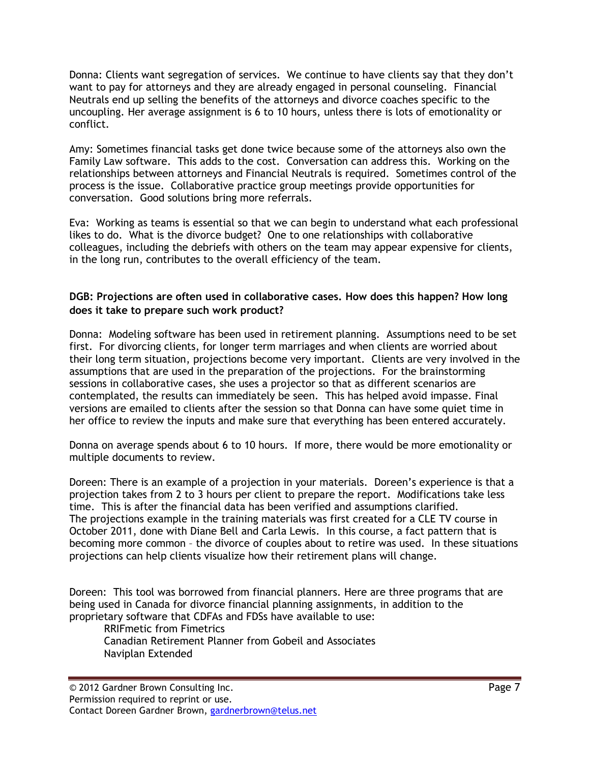Donna: Clients want segregation of services. We continue to have clients say that they don't want to pay for attorneys and they are already engaged in personal counseling. Financial Neutrals end up selling the benefits of the attorneys and divorce coaches specific to the uncoupling. Her average assignment is 6 to 10 hours, unless there is lots of emotionality or conflict.

Amy: Sometimes financial tasks get done twice because some of the attorneys also own the Family Law software. This adds to the cost. Conversation can address this. Working on the relationships between attorneys and Financial Neutrals is required. Sometimes control of the process is the issue. Collaborative practice group meetings provide opportunities for conversation. Good solutions bring more referrals.

Eva: Working as teams is essential so that we can begin to understand what each professional likes to do. What is the divorce budget? One to one relationships with collaborative colleagues, including the debriefs with others on the team may appear expensive for clients, in the long run, contributes to the overall efficiency of the team.

**DGB: Projections are often used in collaborative cases. How does this happen? How long does it take to prepare such work product?**

Donna: Modeling software has been used in retirement planning. Assumptions need to be set first. For divorcing clients, for longer term marriages and when clients are worried about their long term situation, projections become very important. Clients are very involved in the assumptions that are used in the preparation of the projections. For the brainstorming sessions in collaborative cases, she uses a projector so that as different scenarios are contemplated, the results can immediately be seen. This has helped avoid impasse. Final versions are emailed to clients after the session so that Donna can have some quiet time in her office to review the inputs and make sure that everything has been entered accurately.

Donna on average spends about 6 to 10 hours. If more, there would be more emotionality or multiple documents to review.

Doreen: There is an example of a projection in your materials. Doreen's experience is that a projection takes from 2 to 3 hours per client to prepare the report. Modifications take less time. This is after the financial data has been verified and assumptions clarified. The projections example in the training materials was first created for a CLE TV course in October 2011, done with Diane Bell and Carla Lewis. In this course, a fact pattern that is becoming more common – the divorce of couples about to retire was used. In these situations projections can help clients visualize how their retirement plans will change.

Doreen: This tool was borrowed from financial planners. Here are three programs that are being used in Canada for divorce financial planning assignments, in addition to the proprietary software that CDFAs and FDSs have available to use:

- RRIFmetic from Fimetrics
- Canadian Retirement Planner from Gobeil and Associates
- Naviplan Extended

© 2012 Gardner Brown Consulting Inc.
Permission required to reprint or use.
Contact Doreen Gardner Brown, gardnerbrown@telus.net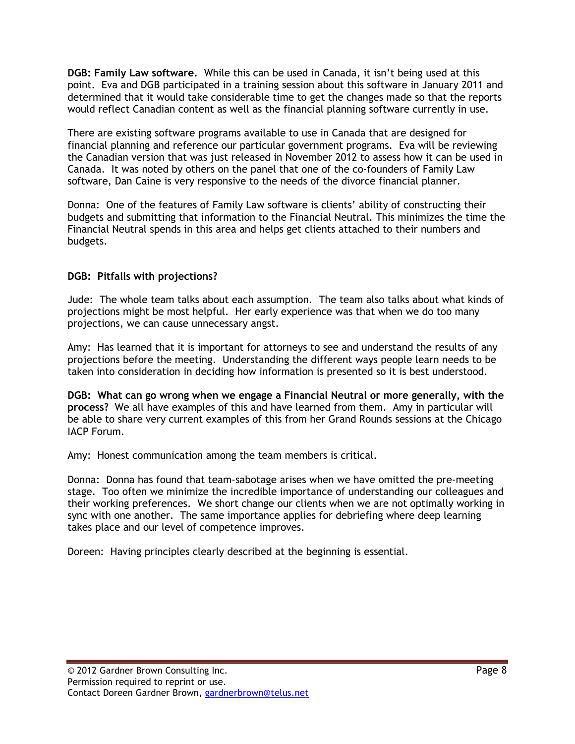**DGB: Family Law software.** While this can be used in Canada, it isn't being used at this point. Eva and DGB participated in a training session about this software in January 2011 and determined that it would take considerable time to get the changes made so that the reports would reflect Canadian content as well as the financial planning software currently in use.

There are existing software programs available to use in Canada that are designed for financial planning and reference our particular government programs. Eva will be reviewing the Canadian version that was just released in November 2012 to assess how it can be used in Canada. It was noted by others on the panel that one of the co-founders of Family Law software, Dan Caine is very responsive to the needs of the divorce financial planner.

Donna: One of the features of Family Law software is clients' ability of constructing their budgets and submitting that information to the Financial Neutral. This minimizes the time the Financial Neutral spends in this area and helps get clients attached to their numbers and budgets.

**DGB: Pitfalls with projections?**

Jude: The whole team talks about each assumption. The team also talks about what kinds of projections might be most helpful. Her early experience was that when we do too many projections, we can cause unnecessary angst.

Amy: Has learned that it is important for attorneys to see and understand the results of any projections before the meeting. Understanding the different ways people learn needs to be taken into consideration in deciding how information is presented so it is best understood.

**DGB: What can go wrong when we engage a Financial Neutral or more generally, with the process?** We all have examples of this and have learned from them. Amy in particular will be able to share very current examples of this from her Grand Rounds sessions at the Chicago IACP Forum.

Amy: Honest communication among the team members is critical.

Donna: Donna has found that team-sabotage arises when we have omitted the pre-meeting stage. Too often we minimize the incredible importance of understanding our colleagues and their working preferences. We short change our clients when we are not optimally working in sync with one another. The same importance applies for debriefing where deep learning takes place and our level of competence improves.

Doreen: Having principles clearly described at the beginning is essential.

© 2012 Gardner Brown Consulting Inc.
Permission required to reprint or use.
Contact Doreen Gardner Brown, gardnerbrown@telus.net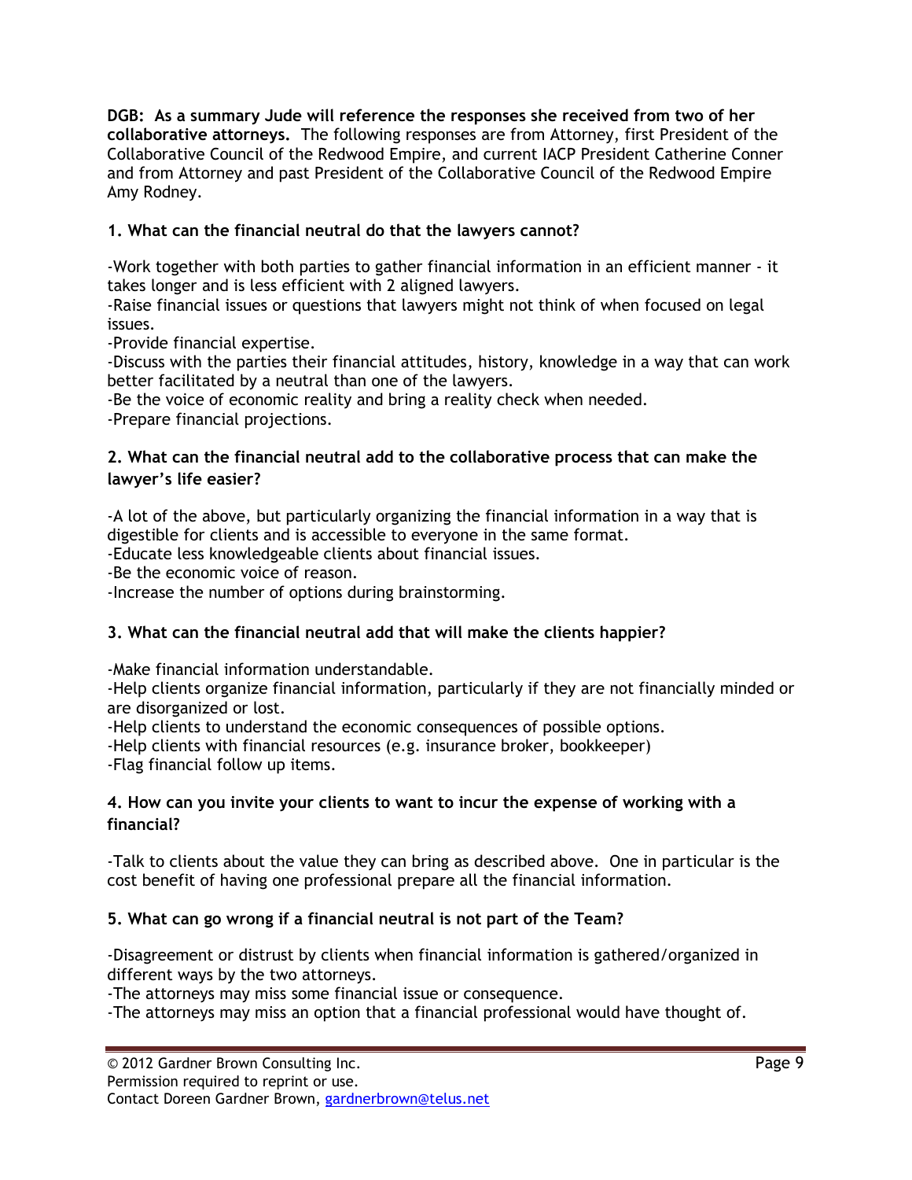**DGB: As a summary Jude will reference the responses she received from two of her collaborative attorneys.** The following responses are from Attorney, first President of the Collaborative Council of the Redwood Empire, and current IACP President Catherine Conner and from Attorney and past President of the Collaborative Council of the Redwood Empire Amy Rodney.

**1. What can the financial neutral do that the lawyers cannot?**

-Work together with both parties to gather financial information in an efficient manner - it takes longer and is less efficient with 2 aligned lawyers.
-Raise financial issues or questions that lawyers might not think of when focused on legal issues.
-Provide financial expertise.
-Discuss with the parties their financial attitudes, history, knowledge in a way that can work better facilitated by a neutral than one of the lawyers.
-Be the voice of economic reality and bring a reality check when needed.
-Prepare financial projections.

**2. What can the financial neutral add to the collaborative process that can make the lawyer's life easier?**

-A lot of the above, but particularly organizing the financial information in a way that is digestible for clients and is accessible to everyone in the same format.
-Educate less knowledgeable clients about financial issues.
-Be the economic voice of reason.
-Increase the number of options during brainstorming.

**3. What can the financial neutral add that will make the clients happier?**

-Make financial information understandable.
-Help clients organize financial information, particularly if they are not financially minded or are disorganized or lost.
-Help clients to understand the economic consequences of possible options.
-Help clients with financial resources (e.g. insurance broker, bookkeeper)
-Flag financial follow up items.

**4. How can you invite your clients to want to incur the expense of working with a financial?**

-Talk to clients about the value they can bring as described above. One in particular is the cost benefit of having one professional prepare all the financial information.

**5. What can go wrong if a financial neutral is not part of the Team?**

-Disagreement or distrust by clients when financial information is gathered/organized in different ways by the two attorneys.
-The attorneys may miss some financial issue or consequence.
-The attorneys may miss an option that a financial professional would have thought of.

© 2012 Gardner Brown Consulting Inc.
Permission required to reprint or use.
Contact Doreen Gardner Brown, gardnerbrown@telus.net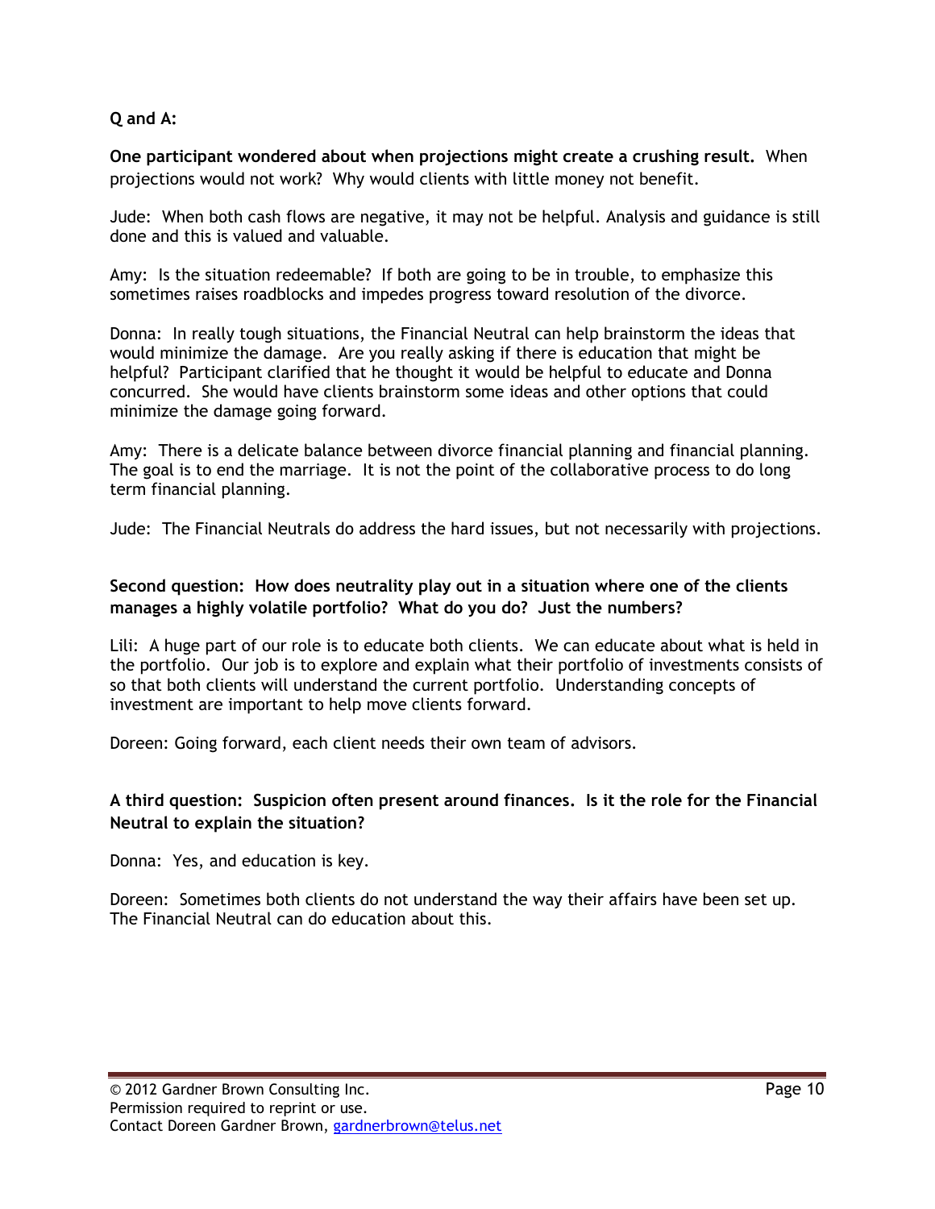**Q and A:**

**One participant wondered about when projections might create a crushing result.** When projections would not work? Why would clients with little money not benefit.

Jude: When both cash flows are negative, it may not be helpful. Analysis and guidance is still done and this is valued and valuable.

Amy: Is the situation redeemable? If both are going to be in trouble, to emphasize this sometimes raises roadblocks and impedes progress toward resolution of the divorce.

Donna: In really tough situations, the Financial Neutral can help brainstorm the ideas that would minimize the damage. Are you really asking if there is education that might be helpful? Participant clarified that he thought it would be helpful to educate and Donna concurred. She would have clients brainstorm some ideas and other options that could minimize the damage going forward.

Amy: There is a delicate balance between divorce financial planning and financial planning. The goal is to end the marriage. It is not the point of the collaborative process to do long term financial planning.

Jude: The Financial Neutrals do address the hard issues, but not necessarily with projections.

**Second question: How does neutrality play out in a situation where one of the clients manages a highly volatile portfolio? What do you do? Just the numbers?**

Lili: A huge part of our role is to educate both clients. We can educate about what is held in the portfolio. Our job is to explore and explain what their portfolio of investments consists of so that both clients will understand the current portfolio. Understanding concepts of investment are important to help move clients forward.

Doreen: Going forward, each client needs their own team of advisors.

**A third question: Suspicion often present around finances. Is it the role for the Financial Neutral to explain the situation?**

Donna: Yes, and education is key.

Doreen: Sometimes both clients do not understand the way their affairs have been set up. The Financial Neutral can do education about this.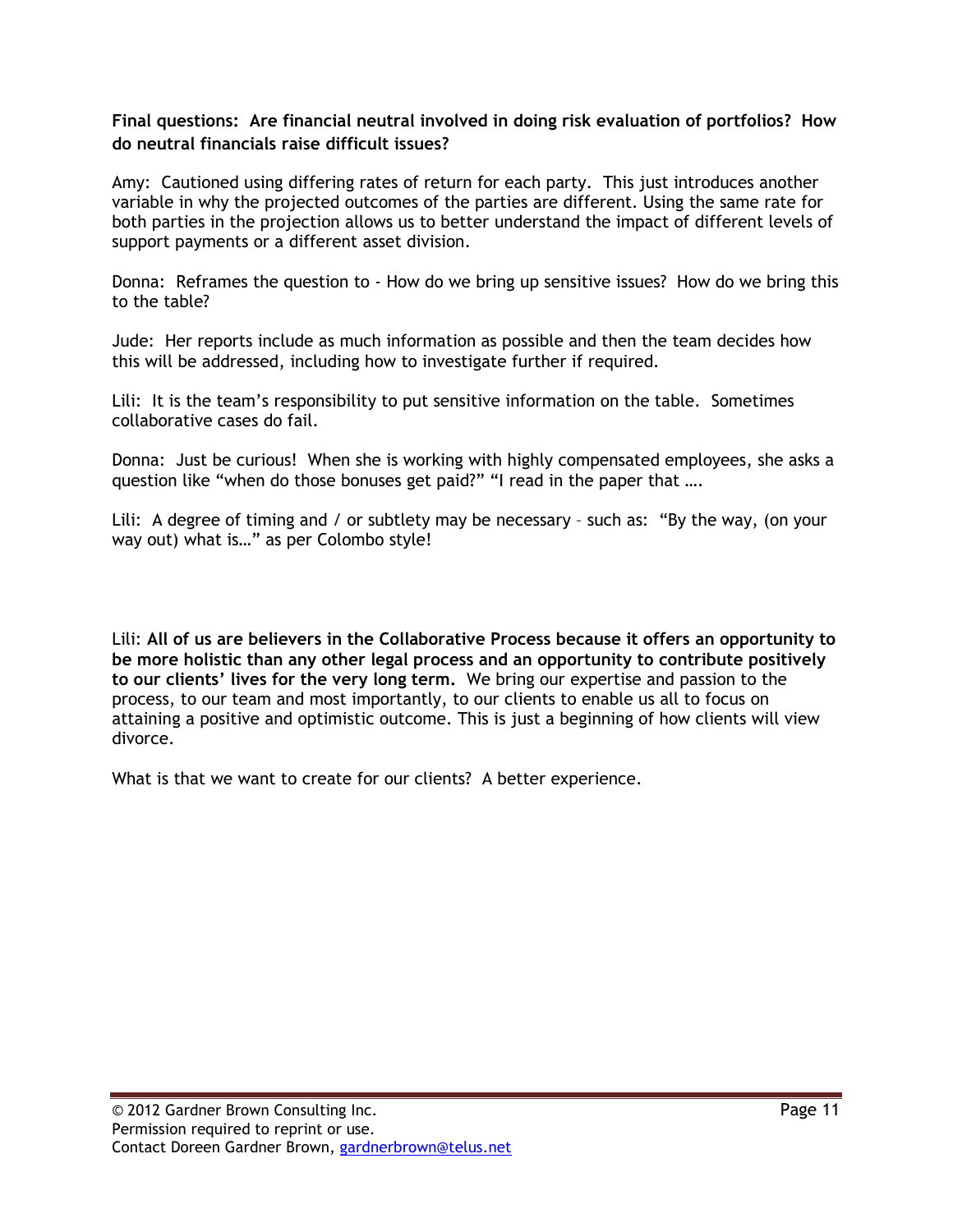**Final questions: Are financial neutral involved in doing risk evaluation of portfolios? How do neutral financials raise difficult issues?**

Amy: Cautioned using differing rates of return for each party. This just introduces another variable in why the projected outcomes of the parties are different. Using the same rate for both parties in the projection allows us to better understand the impact of different levels of support payments or a different asset division.

Donna: Reframes the question to - How do we bring up sensitive issues? How do we bring this to the table?

Jude: Her reports include as much information as possible and then the team decides how this will be addressed, including how to investigate further if required.

Lili: It is the team's responsibility to put sensitive information on the table. Sometimes collaborative cases do fail.

Donna: Just be curious! When she is working with highly compensated employees, she asks a question like "when do those bonuses get paid?" "I read in the paper that ….

Lili: A degree of timing and / or subtlety may be necessary – such as: "By the way, (on your way out) what is…" as per Colombo style!

Lili: **All of us are believers in the Collaborative Process because it offers an opportunity to be more holistic than any other legal process and an opportunity to contribute positively to our clients' lives for the very long term.** We bring our expertise and passion to the process, to our team and most importantly, to our clients to enable us all to focus on attaining a positive and optimistic outcome. This is just a beginning of how clients will view divorce.

What is that we want to create for our clients? A better experience.

© 2012 Gardner Brown Consulting Inc.
Permission required to reprint or use.
Contact Doreen Gardner Brown, gardnerbrown@telus.net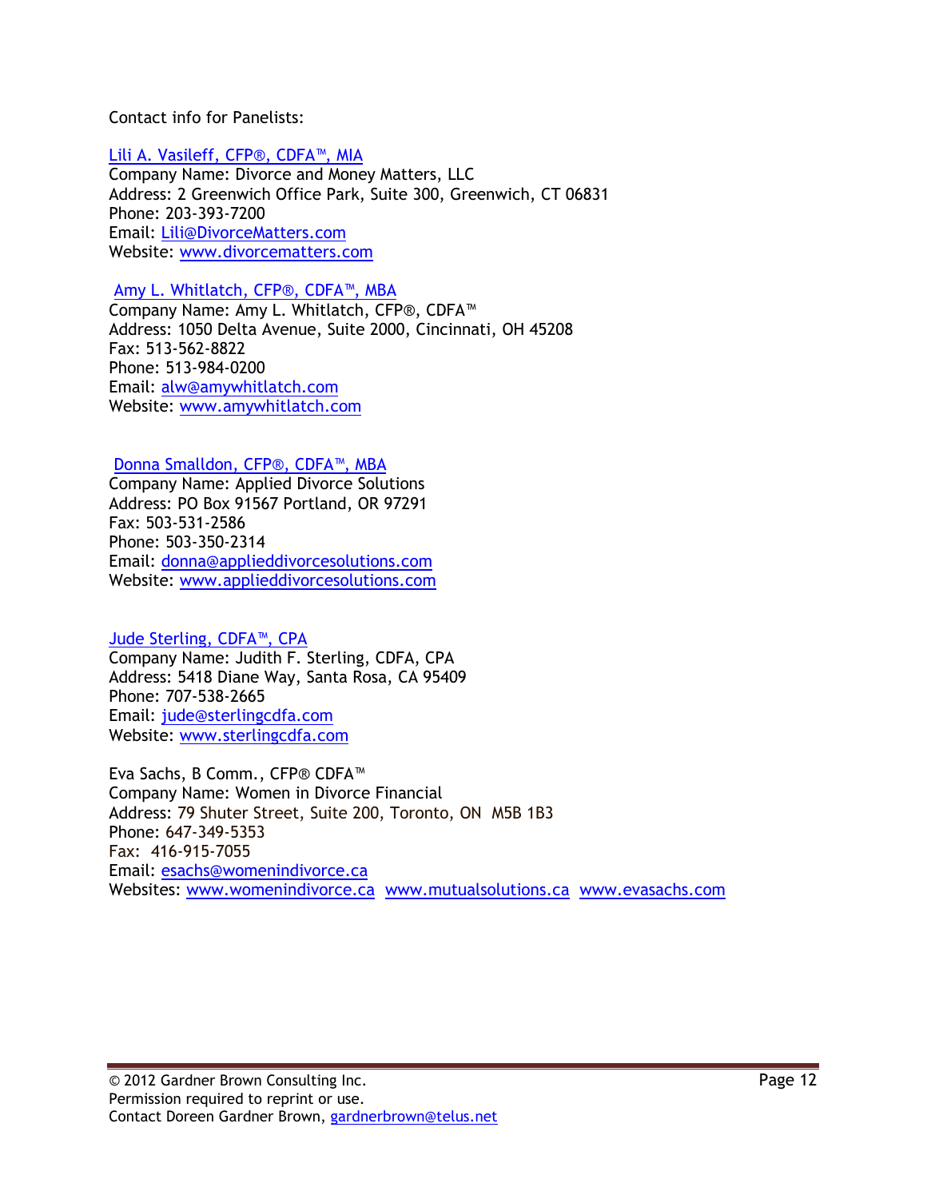Contact info for Panelists:

Lili A. Vasileff, CFP®, CDFA™, MIA
Company Name: Divorce and Money Matters, LLC
Address: 2 Greenwich Office Park, Suite 300, Greenwich, CT 06831
Phone: 203-393-7200
Email: Lili@DivorceMatters.com
Website: www.divorcematters.com

Amy L. Whitlatch, CFP®, CDFA™, MBA
Company Name: Amy L. Whitlatch, CFP®, CDFA™
Address: 1050 Delta Avenue, Suite 2000, Cincinnati, OH 45208
Fax: 513-562-8822
Phone: 513-984-0200
Email: alw@amywhitlatch.com
Website: www.amywhitlatch.com

Donna Smalldon, CFP®, CDFA™, MBA
Company Name: Applied Divorce Solutions
Address: PO Box 91567 Portland, OR 97291
Fax: 503-531-2586
Phone: 503-350-2314
Email: donna@applieddivorcesolutions.com
Website: www.applieddivorcesolutions.com

Jude Sterling, CDFA™, CPA
Company Name: Judith F. Sterling, CDFA, CPA
Address: 5418 Diane Way, Santa Rosa, CA 95409
Phone: 707-538-2665
Email: jude@sterlingcdfa.com
Website: www.sterlingcdfa.com

Eva Sachs, B Comm., CFP® CDFA™
Company Name: Women in Divorce Financial
Address: 79 Shuter Street, Suite 200, Toronto, ON M5B 1B3
Phone: 647-349-5353
Fax: 416-915-7055
Email: esachs@womenindivorce.ca
Websites: www.womenindivorce.ca www.mutualsolutions.ca www.evasachs.com

© 2012 Gardner Brown Consulting Inc.
Permission required to reprint or use.
Contact Doreen Gardner Brown, gardnerbrown@telus.net